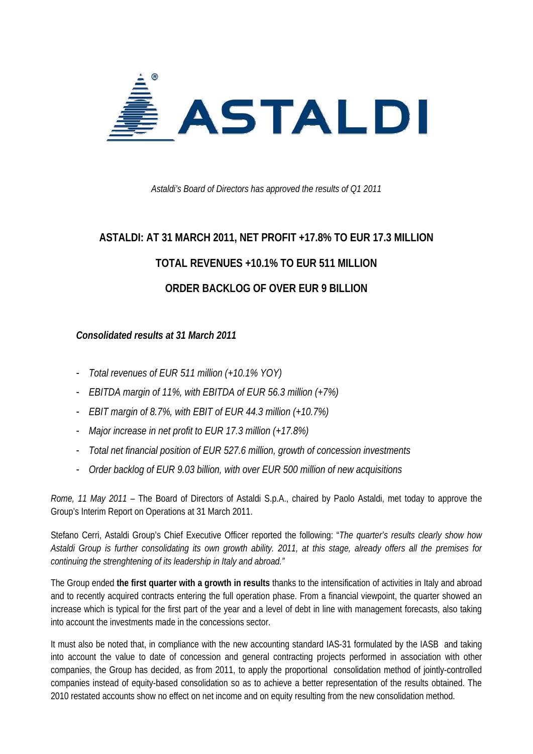*Astaldi's Board of Directors has approved the results of Q1 2011*

# ASTALDI: AT 31 MARCH 2011, NET PROFIT +17.8% TO EUR 17.3 MILLION

# TOTAL REVENUES +10.1% TO EUR 511 MILLION

# ORDER BACKLOG OF OVER EUR 9 BILLION

***Consolidated results at 31 March 2011***

- *Total revenues of EUR 511 million (+10.1% YOY)*
- *EBITDA margin of 11%, with EBITDA of EUR 56.3 million (+7%)*
- *EBIT margin of 8.7%, with EBIT of EUR 44.3 million (+10.7%)*
- *Major increase in net profit to EUR 17.3 million (+17.8%)*
- *Total net financial position of EUR 527.6 million, growth of concession investments*
- *Order backlog of EUR 9.03 billion, with over EUR 500 million of new acquisitions*

*Rome, 11 May 2011* – The Board of Directors of Astaldi S.p.A., chaired by Paolo Astaldi, met today to approve the Group's Interim Report on Operations at 31 March 2011.

Stefano Cerri, Astaldi Group's Chief Executive Officer reported the following: "*The quarter's results clearly show how Astaldi Group is further consolidating its own growth ability. 2011, at this stage, already offers all the premises for continuing the strenghtening of its leadership in Italy and abroad.*"

The Group ended **the first quarter with a growth in results** thanks to the intensification of activities in Italy and abroad and to recently acquired contracts entering the full operation phase. From a financial viewpoint, the quarter showed an increase which is typical for the first part of the year and a level of debt in line with management forecasts, also taking into account the investments made in the concessions sector.

It must also be noted that, in compliance with the new accounting standard IAS-31 formulated by the IASB and taking into account the value to date of concession and general contracting projects performed in association with other companies, the Group has decided, as from 2011, to apply the proportional consolidation method of jointly-controlled companies instead of equity-based consolidation so as to achieve a better representation of the results obtained. The 2010 restated accounts show no effect on net income and on equity resulting from the new consolidation method.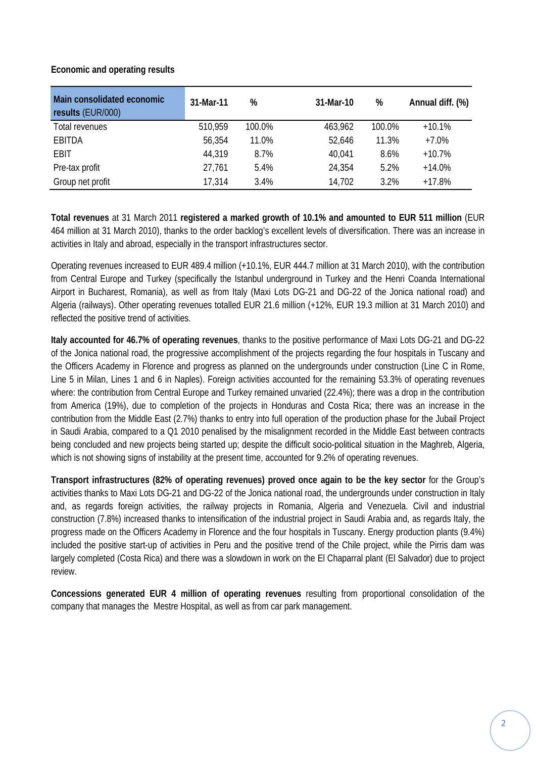**Economic and operating results**

| **Main consolidated economic results** (EUR/000) | 31-Mar-11 | % | 31-Mar-10 | % | Annual diff. (%) |
|---|---|---|---|---|---|
| Total revenues | 510,959 | 100.0% | 463,962 | 100.0% | +10.1% |
| EBITDA | 56,354 | 11.0% | 52,646 | 11.3% | +7.0% |
| EBIT | 44,319 | 8.7% | 40,041 | 8.6% | +10.7% |
| Pre-tax profit | 27,761 | 5.4% | 24,354 | 5.2% | +14.0% |
| Group net profit | 17,314 | 3.4% | 14,702 | 3.2% | +17.8% |

**Total revenues** at 31 March 2011 **registered a marked growth of 10.1% and amounted to EUR 511 million** (EUR 464 million at 31 March 2010), thanks to the order backlog's excellent levels of diversification. There was an increase in activities in Italy and abroad, especially in the transport infrastructures sector.

Operating revenues increased to EUR 489.4 million (+10.1%, EUR 444.7 million at 31 March 2010), with the contribution from Central Europe and Turkey (specifically the Istanbul underground in Turkey and the Henri Coanda International Airport in Bucharest, Romania), as well as from Italy (Maxi Lots DG-21 and DG-22 of the Jonica national road) and Algeria (railways). Other operating revenues totalled EUR 21.6 million (+12%, EUR 19.3 million at 31 March 2010) and reflected the positive trend of activities.

**Italy accounted for 46.7% of operating revenues**, thanks to the positive performance of Maxi Lots DG-21 and DG-22 of the Jonica national road, the progressive accomplishment of the projects regarding the four hospitals in Tuscany and the Officers Academy in Florence and progress as planned on the undergrounds under construction (Line C in Rome, Line 5 in Milan, Lines 1 and 6 in Naples). Foreign activities accounted for the remaining 53.3% of operating revenues where: the contribution from Central Europe and Turkey remained unvaried (22.4%); there was a drop in the contribution from America (19%), due to completion of the projects in Honduras and Costa Rica; there was an increase in the contribution from the Middle East (2.7%) thanks to entry into full operation of the production phase for the Jubail Project in Saudi Arabia, compared to a Q1 2010 penalised by the misalignment recorded in the Middle East between contracts being concluded and new projects being started up; despite the difficult socio-political situation in the Maghreb, Algeria, which is not showing signs of instability at the present time, accounted for 9.2% of operating revenues.

**Transport infrastructures (82% of operating revenues) proved once again to be the key sector** for the Group's activities thanks to Maxi Lots DG-21 and DG-22 of the Jonica national road, the undergrounds under construction in Italy and, as regards foreign activities, the railway projects in Romania, Algeria and Venezuela. Civil and industrial construction (7.8%) increased thanks to intensification of the industrial project in Saudi Arabia and, as regards Italy, the progress made on the Officers Academy in Florence and the four hospitals in Tuscany. Energy production plants (9.4%) included the positive start-up of activities in Peru and the positive trend of the Chile project, while the Pirris dam was largely completed (Costa Rica) and there was a slowdown in work on the El Chaparral plant (El Salvador) due to project review.

**Concessions generated EUR 4 million of operating revenues** resulting from proportional consolidation of the company that manages the Mestre Hospital, as well as from car park management.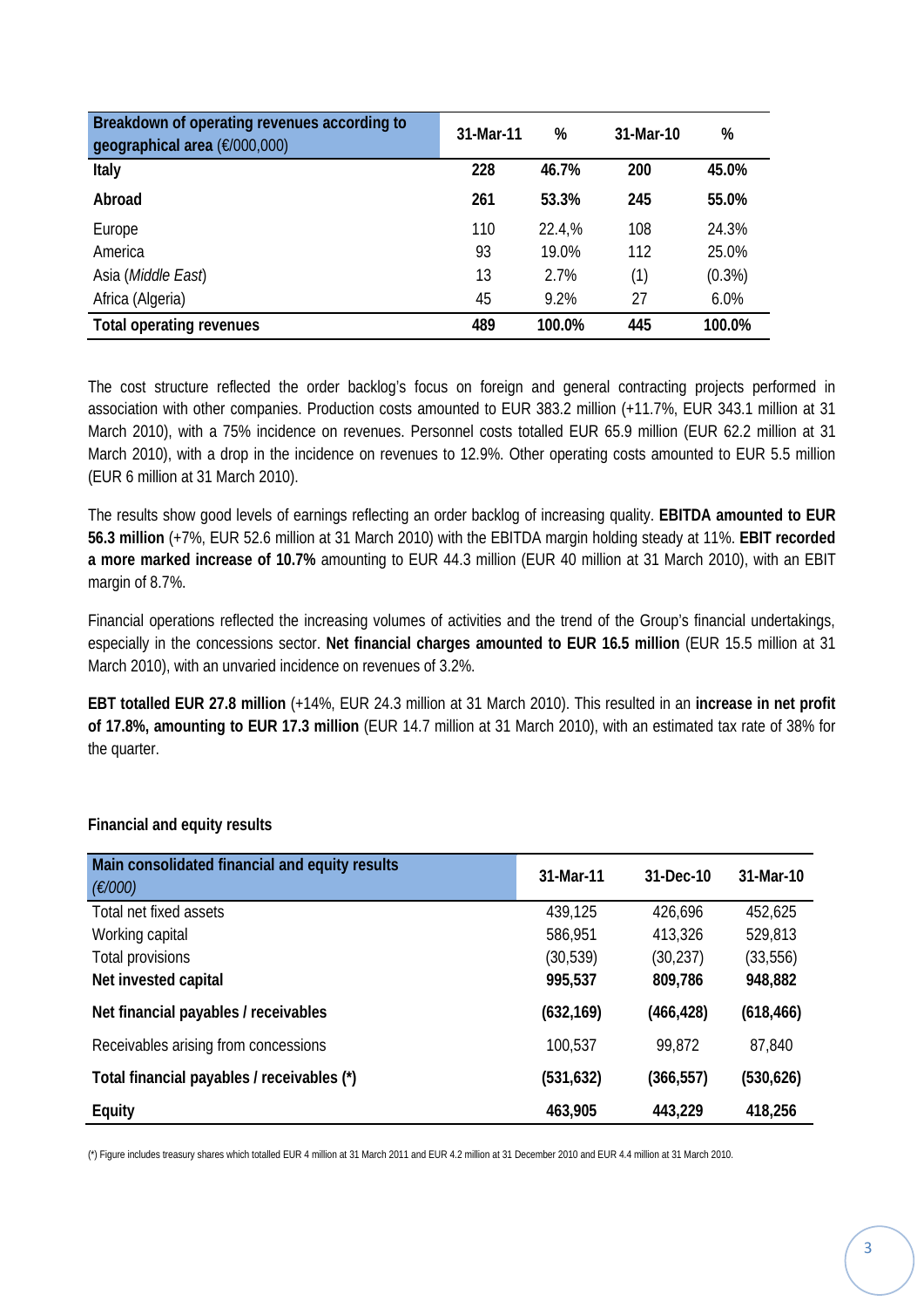| **Breakdown of operating revenues according to geographical area** (€/000,000) | 31-Mar-11 | % | 31-Mar-10 | % |
|---|---|---|---|---|
| **Italy** | **228** | **46.7%** | **200** | **45.0%** |
| **Abroad** | **261** | **53.3%** | **245** | **55.0%** |
| Europe | 110 | 22.4,% | 108 | 24.3% |
| America | 93 | 19.0% | 112 | 25.0% |
| Asia (*Middle East*) | 13 | 2.7% | (1) | (0.3%) |
| Africa (Algeria) | 45 | 9.2% | 27 | 6.0% |
| **Total operating revenues** | **489** | **100.0%** | **445** | **100.0%** |

The cost structure reflected the order backlog's focus on foreign and general contracting projects performed in association with other companies. Production costs amounted to EUR 383.2 million (+11.7%, EUR 343.1 million at 31 March 2010), with a 75% incidence on revenues. Personnel costs totalled EUR 65.9 million (EUR 62.2 million at 31 March 2010), with a drop in the incidence on revenues to 12.9%. Other operating costs amounted to EUR 5.5 million (EUR 6 million at 31 March 2010).

The results show good levels of earnings reflecting an order backlog of increasing quality. **EBITDA amounted to EUR 56.3 million** (+7%, EUR 52.6 million at 31 March 2010) with the EBITDA margin holding steady at 11%. **EBIT recorded a more marked increase of 10.7%** amounting to EUR 44.3 million (EUR 40 million at 31 March 2010), with an EBIT margin of 8.7%.

Financial operations reflected the increasing volumes of activities and the trend of the Group's financial undertakings, especially in the concessions sector. **Net financial charges amounted to EUR 16.5 million** (EUR 15.5 million at 31 March 2010), with an unvaried incidence on revenues of 3.2%.

**EBT totalled EUR 27.8 million** (+14%, EUR 24.3 million at 31 March 2010). This resulted in an **increase in net profit of 17.8%, amounting to EUR 17.3 million** (EUR 14.7 million at 31 March 2010), with an estimated tax rate of 38% for the quarter.

**Financial and equity results**

| **Main consolidated financial and equity results** (*€/000*) | 31-Mar-11 | 31-Dec-10 | 31-Mar-10 |
|---|---|---|---|
| Total net fixed assets | 439,125 | 426,696 | 452,625 |
| Working capital | 586,951 | 413,326 | 529,813 |
| Total provisions | (30,539) | (30,237) | (33,556) |
| **Net invested capital** | **995,537** | **809,786** | **948,882** |
| **Net financial payables / receivables** | **(632,169)** | **(466,428)** | **(618,466)** |
| Receivables arising from concessions | 100,537 | 99,872 | 87,840 |
| **Total financial payables / receivables (\*)** | **(531,632)** | **(366,557)** | **(530,626)** |
| **Equity** | **463,905** | **443,229** | **418,256** |

(*) Figure includes treasury shares which totalled EUR 4 million at 31 March 2011 and EUR 4.2 million at 31 December 2010 and EUR 4.4 million at 31 March 2010.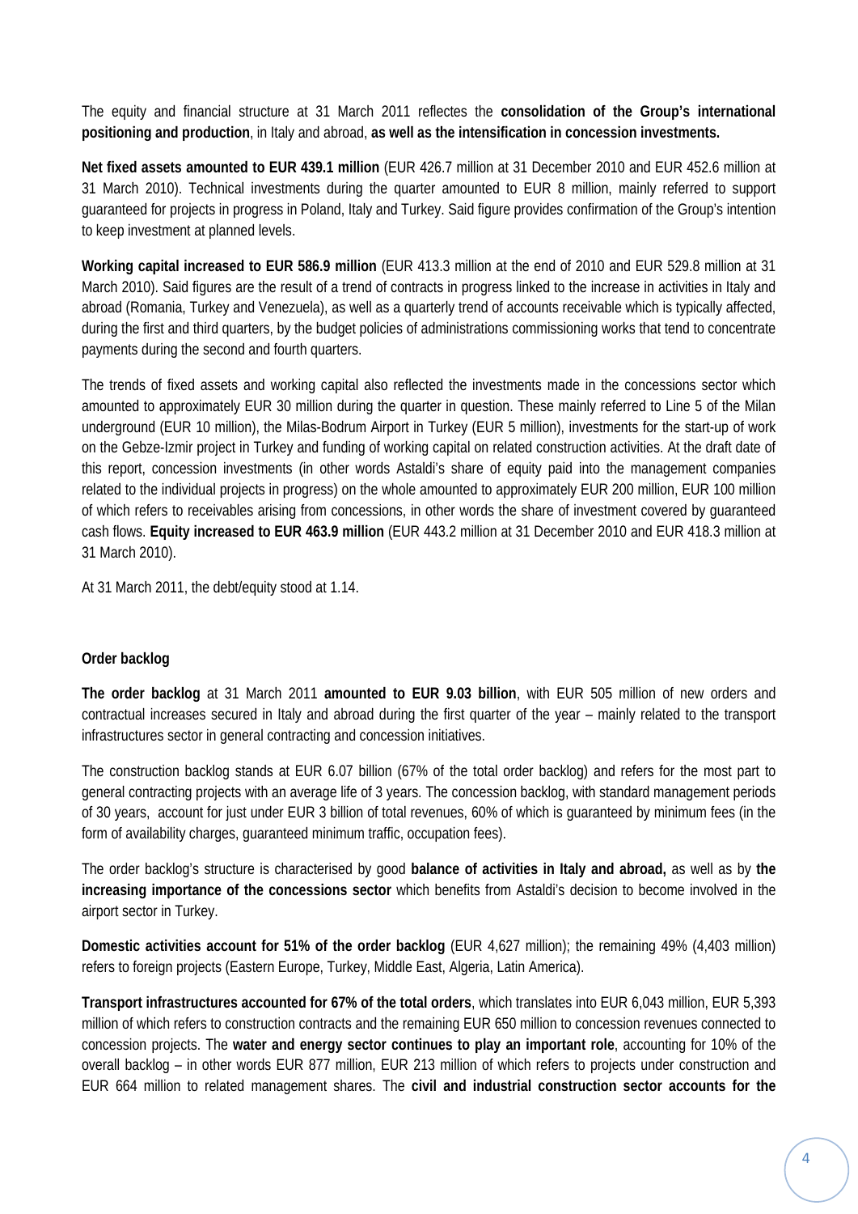The equity and financial structure at 31 March 2011 reflectes the **consolidation of the Group's international positioning and production**, in Italy and abroad, **as well as the intensification in concession investments.**

**Net fixed assets amounted to EUR 439.1 million** (EUR 426.7 million at 31 December 2010 and EUR 452.6 million at 31 March 2010). Technical investments during the quarter amounted to EUR 8 million, mainly referred to support guaranteed for projects in progress in Poland, Italy and Turkey. Said figure provides confirmation of the Group's intention to keep investment at planned levels.

**Working capital increased to EUR 586.9 million** (EUR 413.3 million at the end of 2010 and EUR 529.8 million at 31 March 2010). Said figures are the result of a trend of contracts in progress linked to the increase in activities in Italy and abroad (Romania, Turkey and Venezuela), as well as a quarterly trend of accounts receivable which is typically affected, during the first and third quarters, by the budget policies of administrations commissioning works that tend to concentrate payments during the second and fourth quarters.

The trends of fixed assets and working capital also reflected the investments made in the concessions sector which amounted to approximately EUR 30 million during the quarter in question. These mainly referred to Line 5 of the Milan underground (EUR 10 million), the Milas-Bodrum Airport in Turkey (EUR 5 million), investments for the start-up of work on the Gebze-Izmir project in Turkey and funding of working capital on related construction activities. At the draft date of this report, concession investments (in other words Astaldi's share of equity paid into the management companies related to the individual projects in progress) on the whole amounted to approximately EUR 200 million, EUR 100 million of which refers to receivables arising from concessions, in other words the share of investment covered by guaranteed cash flows. **Equity increased to EUR 463.9 million** (EUR 443.2 million at 31 December 2010 and EUR 418.3 million at 31 March 2010).

At 31 March 2011, the debt/equity stood at 1.14.

**Order backlog**

**The order backlog** at 31 March 2011 **amounted to EUR 9.03 billion**, with EUR 505 million of new orders and contractual increases secured in Italy and abroad during the first quarter of the year – mainly related to the transport infrastructures sector in general contracting and concession initiatives.

The construction backlog stands at EUR 6.07 billion (67% of the total order backlog) and refers for the most part to general contracting projects with an average life of 3 years. The concession backlog, with standard management periods of 30 years, account for just under EUR 3 billion of total revenues, 60% of which is guaranteed by minimum fees (in the form of availability charges, guaranteed minimum traffic, occupation fees).

The order backlog's structure is characterised by good **balance of activities in Italy and abroad,** as well as by **the increasing importance of the concessions sector** which benefits from Astaldi's decision to become involved in the airport sector in Turkey.

**Domestic activities account for 51% of the order backlog** (EUR 4,627 million); the remaining 49% (4,403 million) refers to foreign projects (Eastern Europe, Turkey, Middle East, Algeria, Latin America).

**Transport infrastructures accounted for 67% of the total orders**, which translates into EUR 6,043 million, EUR 5,393 million of which refers to construction contracts and the remaining EUR 650 million to concession revenues connected to concession projects. The **water and energy sector continues to play an important role**, accounting for 10% of the overall backlog – in other words EUR 877 million, EUR 213 million of which refers to projects under construction and EUR 664 million to related management shares. The **civil and industrial construction sector accounts for the**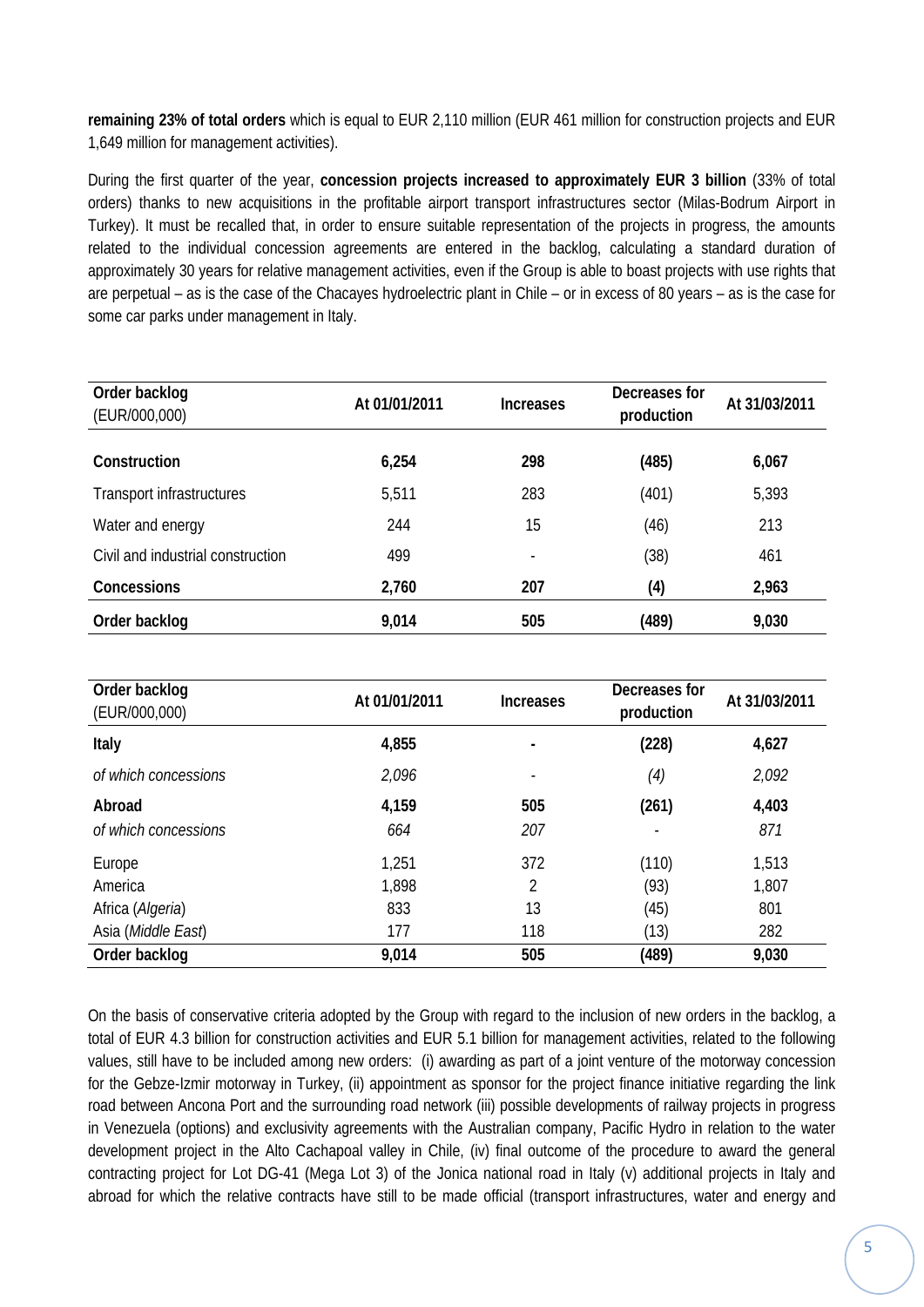**remaining 23% of total orders** which is equal to EUR 2,110 million (EUR 461 million for construction projects and EUR 1,649 million for management activities).

During the first quarter of the year, **concession projects increased to approximately EUR 3 billion** (33% of total orders) thanks to new acquisitions in the profitable airport transport infrastructures sector (Milas-Bodrum Airport in Turkey). It must be recalled that, in order to ensure suitable representation of the projects in progress, the amounts related to the individual concession agreements are entered in the backlog, calculating a standard duration of approximately 30 years for relative management activities, even if the Group is able to boast projects with use rights that are perpetual – as is the case of the Chacayes hydroelectric plant in Chile – or in excess of 80 years – as is the case for some car parks under management in Italy.

| Order backlog (EUR/000,000) | At 01/01/2011 | Increases | Decreases for production | At 31/03/2011 |
|---|---|---|---|---|
| **Construction** | **6,254** | **298** | **(485)** | **6,067** |
| Transport infrastructures | 5,511 | 283 | (401) | 5,393 |
| Water and energy | 244 | 15 | (46) | 213 |
| Civil and industrial construction | 499 | - | (38) | 461 |
| **Concessions** | **2,760** | **207** | **(4)** | **2,963** |
| **Order backlog** | **9,014** | **505** | **(489)** | **9,030** |

| Order backlog (EUR/000,000) | At 01/01/2011 | Increases | Decreases for production | At 31/03/2011 |
|---|---|---|---|---|
| **Italy** | **4,855** | **-** | **(228)** | **4,627** |
| *of which concessions* | *2,096* | - | *(4)* | *2,092* |
| **Abroad** | **4,159** | **505** | **(261)** | **4,403** |
| *of which concessions* | *664* | *207* | - | *871* |
| Europe | 1,251 | 372 | (110) | 1,513 |
| America | 1,898 | 2 | (93) | 1,807 |
| Africa (*Algeria*) | 833 | 13 | (45) | 801 |
| Asia (*Middle East*) | 177 | 118 | (13) | 282 |
| **Order backlog** | **9,014** | **505** | **(489)** | **9,030** |

On the basis of conservative criteria adopted by the Group with regard to the inclusion of new orders in the backlog, a total of EUR 4.3 billion for construction activities and EUR 5.1 billion for management activities, related to the following values, still have to be included among new orders: (i) awarding as part of a joint venture of the motorway concession for the Gebze-Izmir motorway in Turkey, (ii) appointment as sponsor for the project finance initiative regarding the link road between Ancona Port and the surrounding road network (iii) possible developments of railway projects in progress in Venezuela (options) and exclusivity agreements with the Australian company, Pacific Hydro in relation to the water development project in the Alto Cachapoal valley in Chile, (iv) final outcome of the procedure to award the general contracting project for Lot DG-41 (Mega Lot 3) of the Jonica national road in Italy (v) additional projects in Italy and abroad for which the relative contracts have still to be made official (transport infrastructures, water and energy and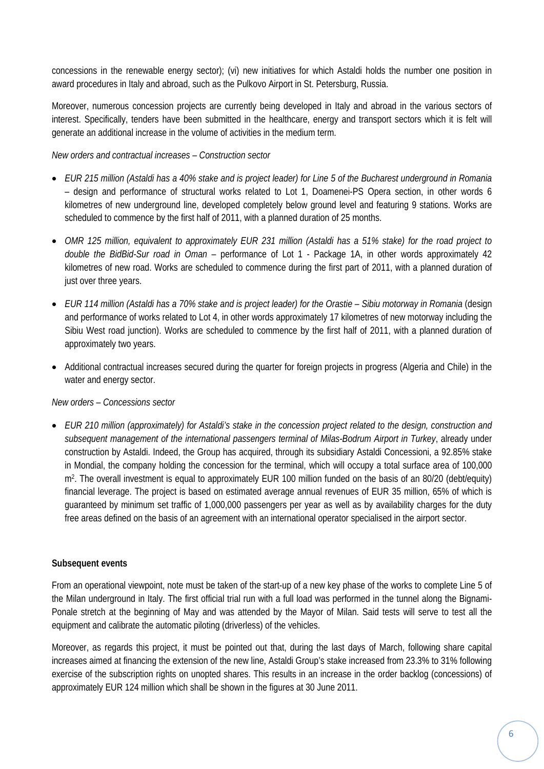concessions in the renewable energy sector); (vi) new initiatives for which Astaldi holds the number one position in award procedures in Italy and abroad, such as the Pulkovo Airport in St. Petersburg, Russia.

Moreover, numerous concession projects are currently being developed in Italy and abroad in the various sectors of interest. Specifically, tenders have been submitted in the healthcare, energy and transport sectors which it is felt will generate an additional increase in the volume of activities in the medium term.

*New orders and contractual increases – Construction sector*

- *EUR 215 million (Astaldi has a 40% stake and is project leader) for Line 5 of the Bucharest underground in Romania* – design and performance of structural works related to Lot 1, Doamenei-PS Opera section, in other words 6 kilometres of new underground line, developed completely below ground level and featuring 9 stations. Works are scheduled to commence by the first half of 2011, with a planned duration of 25 months.
- *OMR 125 million, equivalent to approximately EUR 231 million (Astaldi has a 51% stake) for the road project to double the BidBid-Sur road in Oman* – performance of Lot 1 - Package 1A, in other words approximately 42 kilometres of new road. Works are scheduled to commence during the first part of 2011, with a planned duration of just over three years.
- *EUR 114 million (Astaldi has a 70% stake and is project leader) for the Orastie – Sibiu motorway in Romania* (design and performance of works related to Lot 4, in other words approximately 17 kilometres of new motorway including the Sibiu West road junction). Works are scheduled to commence by the first half of 2011, with a planned duration of approximately two years.
- Additional contractual increases secured during the quarter for foreign projects in progress (Algeria and Chile) in the water and energy sector.

*New orders – Concessions sector*

- *EUR 210 million (approximately) for Astaldi's stake in the concession project related to the design, construction and subsequent management of the international passengers terminal of Milas-Bodrum Airport in Turkey*, already under construction by Astaldi. Indeed, the Group has acquired, through its subsidiary Astaldi Concessioni, a 92.85% stake in Mondial, the company holding the concession for the terminal, which will occupy a total surface area of 100,000 $m^2$. The overall investment is equal to approximately EUR 100 million funded on the basis of an 80/20 (debt/equity) financial leverage. The project is based on estimated average annual revenues of EUR 35 million, 65% of which is guaranteed by minimum set traffic of 1,000,000 passengers per year as well as by availability charges for the duty free areas defined on the basis of an agreement with an international operator specialised in the airport sector.

**Subsequent events**

From an operational viewpoint, note must be taken of the start-up of a new key phase of the works to complete Line 5 of the Milan underground in Italy. The first official trial run with a full load was performed in the tunnel along the Bignami-Ponale stretch at the beginning of May and was attended by the Mayor of Milan. Said tests will serve to test all the equipment and calibrate the automatic piloting (driverless) of the vehicles.

Moreover, as regards this project, it must be pointed out that, during the last days of March, following share capital increases aimed at financing the extension of the new line, Astaldi Group's stake increased from 23.3% to 31% following exercise of the subscription rights on unopted shares. This results in an increase in the order backlog (concessions) of approximately EUR 124 million which shall be shown in the figures at 30 June 2011.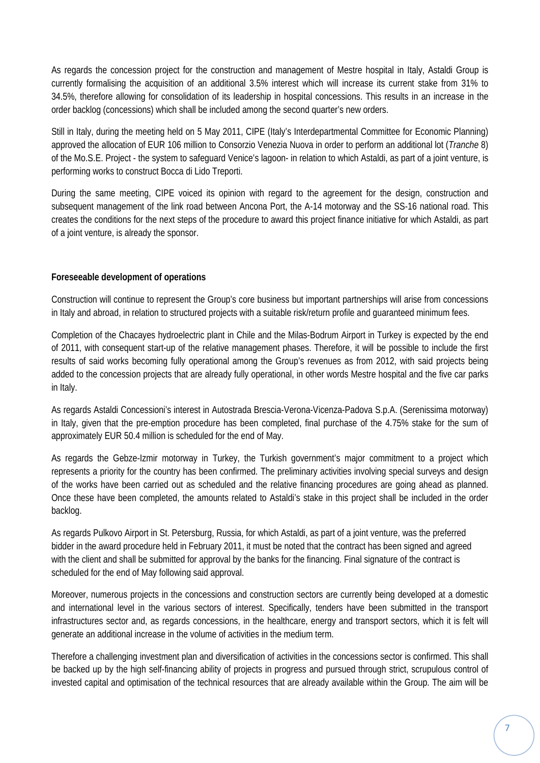As regards the concession project for the construction and management of Mestre hospital in Italy, Astaldi Group is currently formalising the acquisition of an additional 3.5% interest which will increase its current stake from 31% to 34.5%, therefore allowing for consolidation of its leadership in hospital concessions. This results in an increase in the order backlog (concessions) which shall be included among the second quarter's new orders.

Still in Italy, during the meeting held on 5 May 2011, CIPE (Italy's Interdepartmental Committee for Economic Planning) approved the allocation of EUR 106 million to Consorzio Venezia Nuova in order to perform an additional lot (*Tranche* 8) of the Mo.S.E. Project - the system to safeguard Venice's lagoon- in relation to which Astaldi, as part of a joint venture, is performing works to construct Bocca di Lido Treporti.

During the same meeting, CIPE voiced its opinion with regard to the agreement for the design, construction and subsequent management of the link road between Ancona Port, the A-14 motorway and the SS-16 national road. This creates the conditions for the next steps of the procedure to award this project finance initiative for which Astaldi, as part of a joint venture, is already the sponsor.

**Foreseeable development of operations**

Construction will continue to represent the Group's core business but important partnerships will arise from concessions in Italy and abroad, in relation to structured projects with a suitable risk/return profile and guaranteed minimum fees.

Completion of the Chacayes hydroelectric plant in Chile and the Milas-Bodrum Airport in Turkey is expected by the end of 2011, with consequent start-up of the relative management phases. Therefore, it will be possible to include the first results of said works becoming fully operational among the Group's revenues as from 2012, with said projects being added to the concession projects that are already fully operational, in other words Mestre hospital and the five car parks in Italy.

As regards Astaldi Concessioni's interest in Autostrada Brescia-Verona-Vicenza-Padova S.p.A. (Serenissima motorway) in Italy, given that the pre-emption procedure has been completed, final purchase of the 4.75% stake for the sum of approximately EUR 50.4 million is scheduled for the end of May.

As regards the Gebze-Izmir motorway in Turkey, the Turkish government's major commitment to a project which represents a priority for the country has been confirmed. The preliminary activities involving special surveys and design of the works have been carried out as scheduled and the relative financing procedures are going ahead as planned. Once these have been completed, the amounts related to Astaldi's stake in this project shall be included in the order backlog.

As regards Pulkovo Airport in St. Petersburg, Russia, for which Astaldi, as part of a joint venture, was the preferred bidder in the award procedure held in February 2011, it must be noted that the contract has been signed and agreed with the client and shall be submitted for approval by the banks for the financing. Final signature of the contract is scheduled for the end of May following said approval.

Moreover, numerous projects in the concessions and construction sectors are currently being developed at a domestic and international level in the various sectors of interest. Specifically, tenders have been submitted in the transport infrastructures sector and, as regards concessions, in the healthcare, energy and transport sectors, which it is felt will generate an additional increase in the volume of activities in the medium term.

Therefore a challenging investment plan and diversification of activities in the concessions sector is confirmed. This shall be backed up by the high self-financing ability of projects in progress and pursued through strict, scrupulous control of invested capital and optimisation of the technical resources that are already available within the Group. The aim will be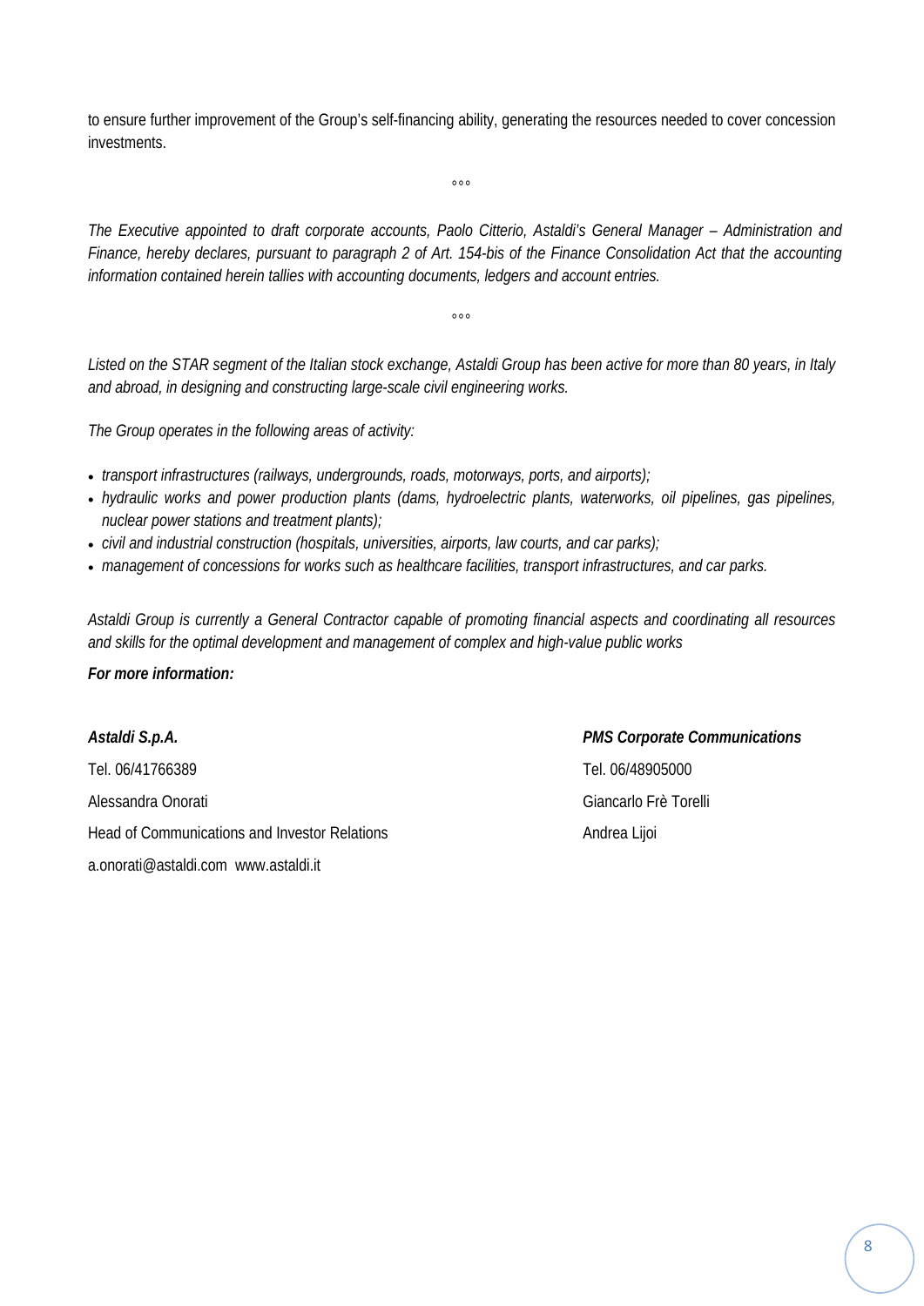to ensure further improvement of the Group's self-financing ability, generating the resources needed to cover concession investments.

°°°

*The Executive appointed to draft corporate accounts, Paolo Citterio, Astaldi's General Manager – Administration and Finance, hereby declares, pursuant to paragraph 2 of Art. 154-bis of the Finance Consolidation Act that the accounting information contained herein tallies with accounting documents, ledgers and account entries.*

°°°

*Listed on the STAR segment of the Italian stock exchange, Astaldi Group has been active for more than 80 years, in Italy and abroad, in designing and constructing large-scale civil engineering works.*

*The Group operates in the following areas of activity:*

- *transport infrastructures (railways, undergrounds, roads, motorways, ports, and airports);*
- *hydraulic works and power production plants (dams, hydroelectric plants, waterworks, oil pipelines, gas pipelines, nuclear power stations and treatment plants);*
- *civil and industrial construction (hospitals, universities, airports, law courts, and car parks);*
- *management of concessions for works such as healthcare facilities, transport infrastructures, and car parks.*

*Astaldi Group is currently a General Contractor capable of promoting financial aspects and coordinating all resources and skills for the optimal development and management of complex and high-value public works*

***For more information:***

***Astaldi S.p.A.***
Tel. 06/41766389
Alessandra Onorati
Head of Communications and Investor Relations
a.onorati@astaldi.com www.astaldi.it

***PMS Corporate Communications***
Tel. 06/48905000
Giancarlo Frè Torelli
Andrea Lijoi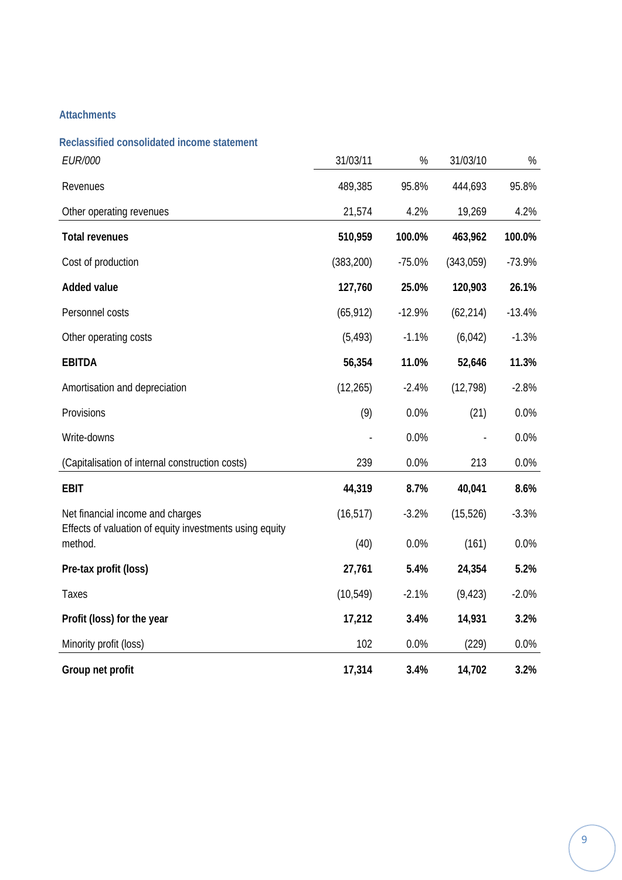## Attachments

### Reclassified consolidated income statement

| *EUR/000* | 31/03/11 | % | 31/03/10 | % |
|---|---|---|---|---|
| Revenues | 489,385 | 95.8% | 444,693 | 95.8% |
| Other operating revenues | 21,574 | 4.2% | 19,269 | 4.2% |
| **Total revenues** | **510,959** | **100.0%** | **463,962** | **100.0%** |
| Cost of production | (383,200) | -75.0% | (343,059) | -73.9% |
| **Added value** | **127,760** | **25.0%** | **120,903** | **26.1%** |
| Personnel costs | (65,912) | -12.9% | (62,214) | -13.4% |
| Other operating costs | (5,493) | -1.1% | (6,042) | -1.3% |
| **EBITDA** | **56,354** | **11.0%** | **52,646** | **11.3%** |
| Amortisation and depreciation | (12,265) | -2.4% | (12,798) | -2.8% |
| Provisions | (9) | 0.0% | (21) | 0.0% |
| Write-downs | - | 0.0% | - | 0.0% |
| (Capitalisation of internal construction costs) | 239 | 0.0% | 213 | 0.0% |
| **EBIT** | **44,319** | **8.7%** | **40,041** | **8.6%** |
| Net financial income and charges | (16,517) | -3.2% | (15,526) | -3.3% |
| Effects of valuation of equity investments using equity method. | (40) | 0.0% | (161) | 0.0% |
| **Pre-tax profit (loss)** | **27,761** | **5.4%** | **24,354** | **5.2%** |
| Taxes | (10,549) | -2.1% | (9,423) | -2.0% |
| **Profit (loss) for the year** | **17,212** | **3.4%** | **14,931** | **3.2%** |
| Minority profit (loss) | 102 | 0.0% | (229) | 0.0% |
| **Group net profit** | **17,314** | **3.4%** | **14,702** | **3.2%** |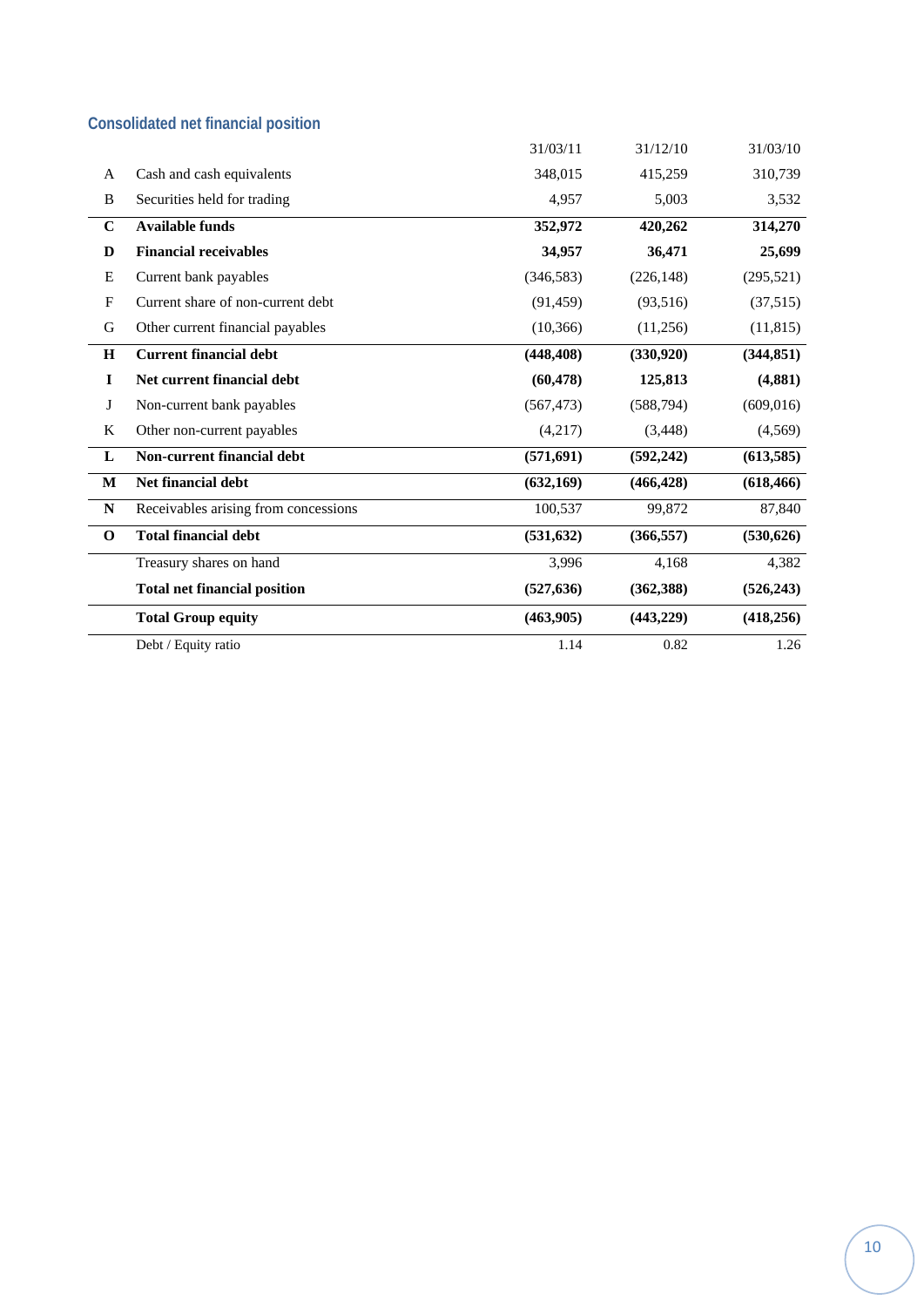## Consolidated net financial position

| | | 31/03/11 | 31/12/10 | 31/03/10 |
|---|---|---|---|---|
| A | Cash and cash equivalents | 348,015 | 415,259 | 310,739 |
| B | Securities held for trading | 4,957 | 5,003 | 3,532 |
| **C** | **Available funds** | **352,972** | **420,262** | **314,270** |
| **D** | **Financial receivables** | **34,957** | **36,471** | **25,699** |
| E | Current bank payables | (346,583) | (226,148) | (295,521) |
| F | Current share of non-current debt | (91,459) | (93,516) | (37,515) |
| G | Other current financial payables | (10,366) | (11,256) | (11,815) |
| **H** | **Current financial debt** | **(448,408)** | **(330,920)** | **(344,851)** |
| **I** | **Net current financial debt** | **(60,478)** | **125,813** | **(4,881)** |
| J | Non-current bank payables | (567,473) | (588,794) | (609,016) |
| K | Other non-current payables | (4,217) | (3,448) | (4,569) |
| **L** | **Non-current financial debt** | **(571,691)** | **(592,242)** | **(613,585)** |
| **M** | **Net financial debt** | **(632,169)** | **(466,428)** | **(618,466)** |
| N | Receivables arising from concessions | 100,537 | 99,872 | 87,840 |
| **O** | **Total financial debt** | **(531,632)** | **(366,557)** | **(530,626)** |
| | Treasury shares on hand | 3,996 | 4,168 | 4,382 |
| | **Total net financial position** | **(527,636)** | **(362,388)** | **(526,243)** |
| | **Total Group equity** | **(463,905)** | **(443,229)** | **(418,256)** |
| | Debt / Equity ratio | 1.14 | 0.82 | 1.26 |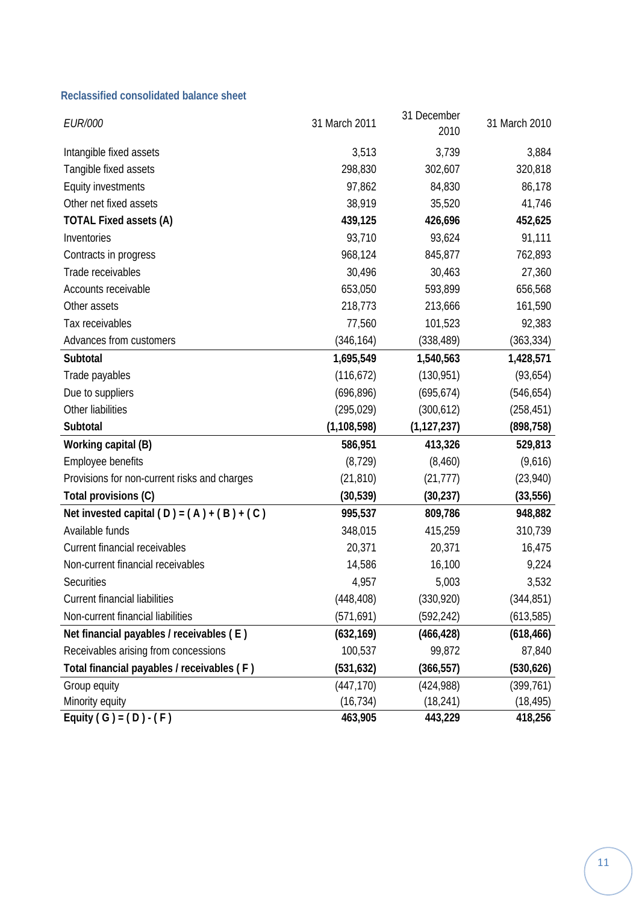### Reclassified consolidated balance sheet

| *EUR/000* | 31 March 2011 | 31 December 2010 | 31 March 2010 |
|---|---|---|---|
| Intangible fixed assets | 3,513 | 3,739 | 3,884 |
| Tangible fixed assets | 298,830 | 302,607 | 320,818 |
| Equity investments | 97,862 | 84,830 | 86,178 |
| Other net fixed assets | 38,919 | 35,520 | 41,746 |
| **TOTAL Fixed assets (A)** | **439,125** | **426,696** | **452,625** |
| Inventories | 93,710 | 93,624 | 91,111 |
| Contracts in progress | 968,124 | 845,877 | 762,893 |
| Trade receivables | 30,496 | 30,463 | 27,360 |
| Accounts receivable | 653,050 | 593,899 | 656,568 |
| Other assets | 218,773 | 213,666 | 161,590 |
| Tax receivables | 77,560 | 101,523 | 92,383 |
| Advances from customers | (346,164) | (338,489) | (363,334) |
| **Subtotal** | **1,695,549** | **1,540,563** | **1,428,571** |
| Trade payables | (116,672) | (130,951) | (93,654) |
| Due to suppliers | (696,896) | (695,674) | (546,654) |
| Other liabilities | (295,029) | (300,612) | (258,451) |
| **Subtotal** | **(1,108,598)** | **(1,127,237)** | **(898,758)** |
| **Working capital (B)** | **586,951** | **413,326** | **529,813** |
| Employee benefits | (8,729) | (8,460) | (9,616) |
| Provisions for non-current risks and charges | (21,810) | (21,777) | (23,940) |
| **Total provisions (C)** | **(30,539)** | **(30,237)** | **(33,556)** |
| **Net invested capital ( D ) = ( A ) + ( B ) + ( C )** | **995,537** | **809,786** | **948,882** |
| Available funds | 348,015 | 415,259 | 310,739 |
| Current financial receivables | 20,371 | 20,371 | 16,475 |
| Non-current financial receivables | 14,586 | 16,100 | 9,224 |
| Securities | 4,957 | 5,003 | 3,532 |
| Current financial liabilities | (448,408) | (330,920) | (344,851) |
| Non-current financial liabilities | (571,691) | (592,242) | (613,585) |
| **Net financial payables / receivables ( E )** | **(632,169)** | **(466,428)** | **(618,466)** |
| Receivables arising from concessions | 100,537 | 99,872 | 87,840 |
| **Total financial payables / receivables ( F )** | **(531,632)** | **(366,557)** | **(530,626)** |
| Group equity | (447,170) | (424,988) | (399,761) |
| Minority equity | (16,734) | (18,241) | (18,495) |
| **Equity ( G ) = ( D ) - ( F )** | **463,905** | **443,229** | **418,256** |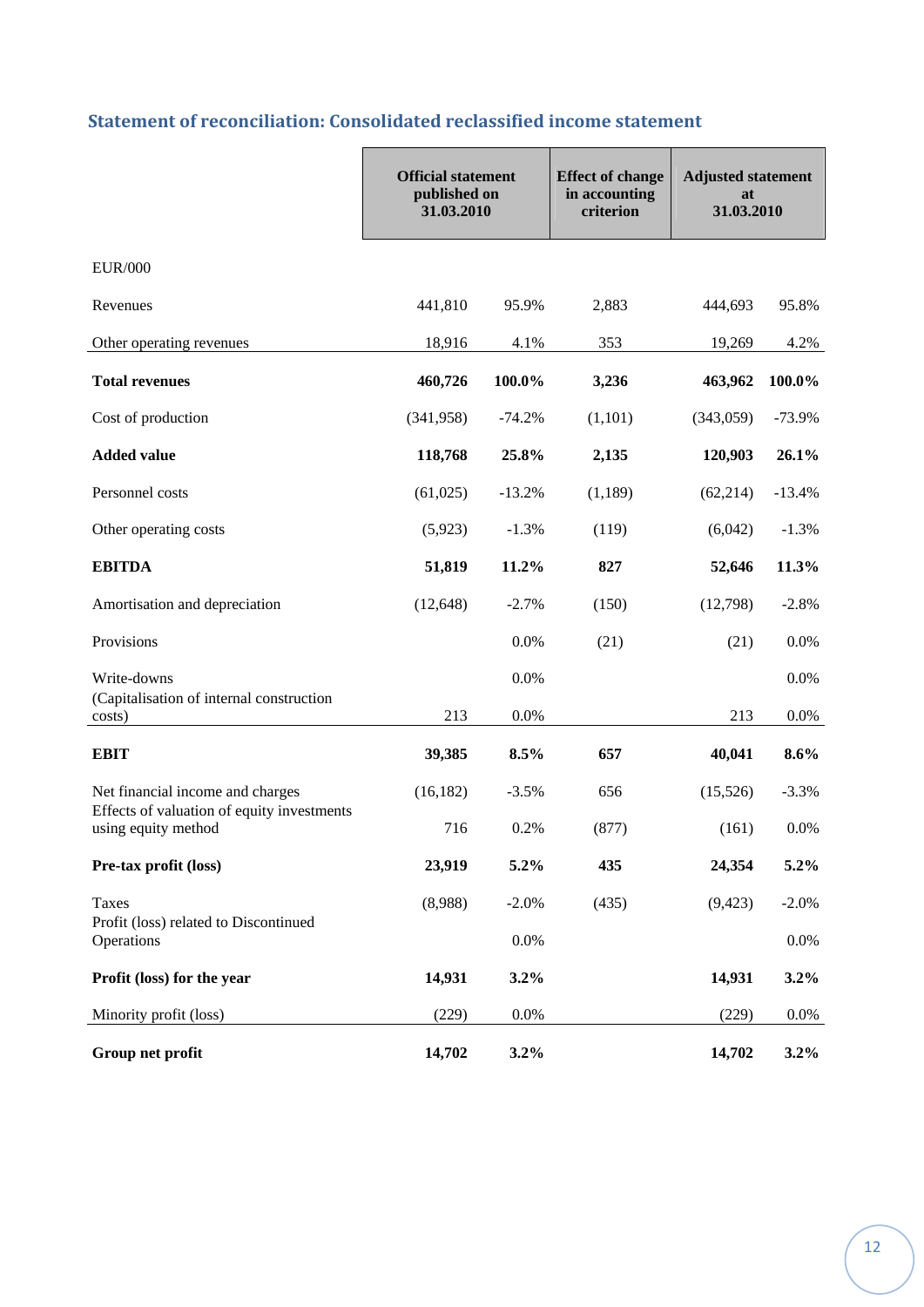## Statement of reconciliation: Consolidated reclassified income statement

| | Official statement published on 31.03.2010 | | Effect of change in accounting criterion | Adjusted statement at 31.03.2010 | |
|---|---|---|---|---|---|
| EUR/000 | | | | | |
| Revenues | 441,810 | 95.9% | 2,883 | 444,693 | 95.8% |
| Other operating revenues | 18,916 | 4.1% | 353 | 19,269 | 4.2% |
| **Total revenues** | **460,726** | **100.0%** | **3,236** | **463,962** | **100.0%** |
| Cost of production | (341,958) | -74.2% | (1,101) | (343,059) | -73.9% |
| **Added value** | **118,768** | **25.8%** | **2,135** | **120,903** | **26.1%** |
| Personnel costs | (61,025) | -13.2% | (1,189) | (62,214) | -13.4% |
| Other operating costs | (5,923) | -1.3% | (119) | (6,042) | -1.3% |
| **EBITDA** | **51,819** | **11.2%** | **827** | **52,646** | **11.3%** |
| Amortisation and depreciation | (12,648) | -2.7% | (150) | (12,798) | -2.8% |
| Provisions | | 0.0% | (21) | (21) | 0.0% |
| Write-downs | | 0.0% | | | 0.0% |
| (Capitalisation of internal construction costs) | 213 | 0.0% | | 213 | 0.0% |
| **EBIT** | **39,385** | **8.5%** | **657** | **40,041** | **8.6%** |
| Net financial income and charges | (16,182) | -3.5% | 656 | (15,526) | -3.3% |
| Effects of valuation of equity investments using equity method | 716 | 0.2% | (877) | (161) | 0.0% |
| **Pre-tax profit (loss)** | **23,919** | **5.2%** | **435** | **24,354** | **5.2%** |
| Taxes | (8,988) | -2.0% | (435) | (9,423) | -2.0% |
| Profit (loss) related to Discontinued Operations | | 0.0% | | | 0.0% |
| **Profit (loss) for the year** | **14,931** | **3.2%** | | **14,931** | **3.2%** |
| Minority profit (loss) | (229) | 0.0% | | (229) | 0.0% |
| **Group net profit** | **14,702** | **3.2%** | | **14,702** | **3.2%** |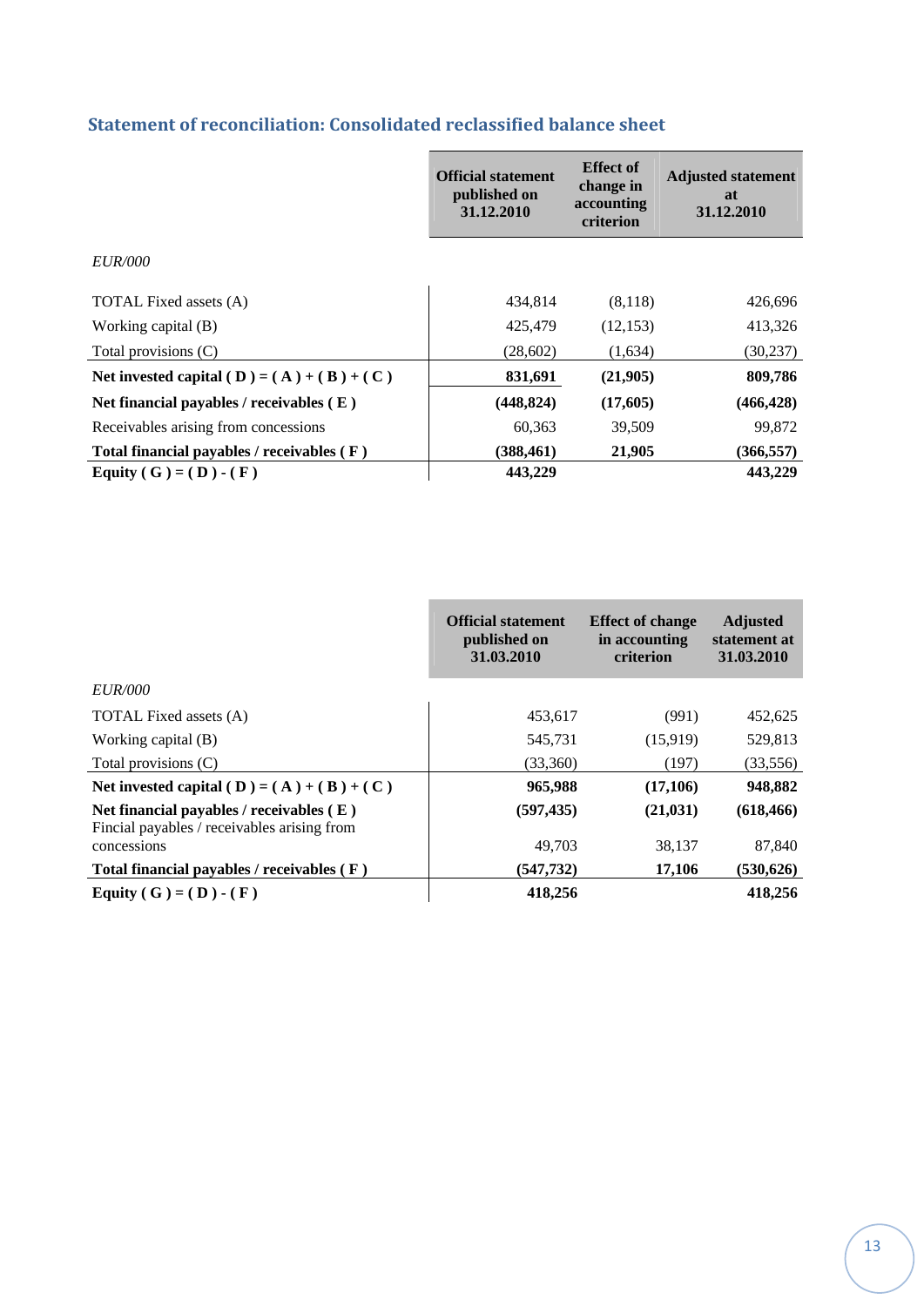## Statement of reconciliation: Consolidated reclassified balance sheet

| *EUR/000* | Official statement published on 31.12.2010 | Effect of change in accounting criterion | Adjusted statement at 31.12.2010 |
|---|---|---|---|
| TOTAL Fixed assets (A) | 434,814 | (8,118) | 426,696 |
| Working capital (B) | 425,479 | (12,153) | 413,326 |
| Total provisions (C) | (28,602) | (1,634) | (30,237) |
| **Net invested capital ( D ) = ( A ) + ( B ) + ( C )** | **831,691** | **(21,905)** | **809,786** |
| **Net financial payables / receivables ( E )** | **(448,824)** | **(17,605)** | **(466,428)** |
| Receivables arising from concessions | 60,363 | 39,509 | 99,872 |
| **Total financial payables / receivables ( F )** | **(388,461)** | **21,905** | **(366,557)** |
| **Equity ( G ) = ( D ) - ( F )** | **443,229** | | **443,229** |

| *EUR/000* | Official statement published on 31.03.2010 | Effect of change in accounting criterion | Adjusted statement at 31.03.2010 |
|---|---|---|---|
| TOTAL Fixed assets (A) | 453,617 | (991) | 452,625 |
| Working capital (B) | 545,731 | (15,919) | 529,813 |
| Total provisions (C) | (33,360) | (197) | (33,556) |
| **Net invested capital ( D ) = ( A ) + ( B ) + ( C )** | **965,988** | **(17,106)** | **948,882** |
| **Net financial payables / receivables ( E )** | **(597,435)** | **(21,031)** | **(618,466)** |
| Fincial payables / receivables arising from concessions | 49,703 | 38,137 | 87,840 |
| **Total financial payables / receivables ( F )** | **(547,732)** | **17,106** | **(530,626)** |
| **Equity ( G ) = ( D ) - ( F )** | **418,256** | | **418,256** |